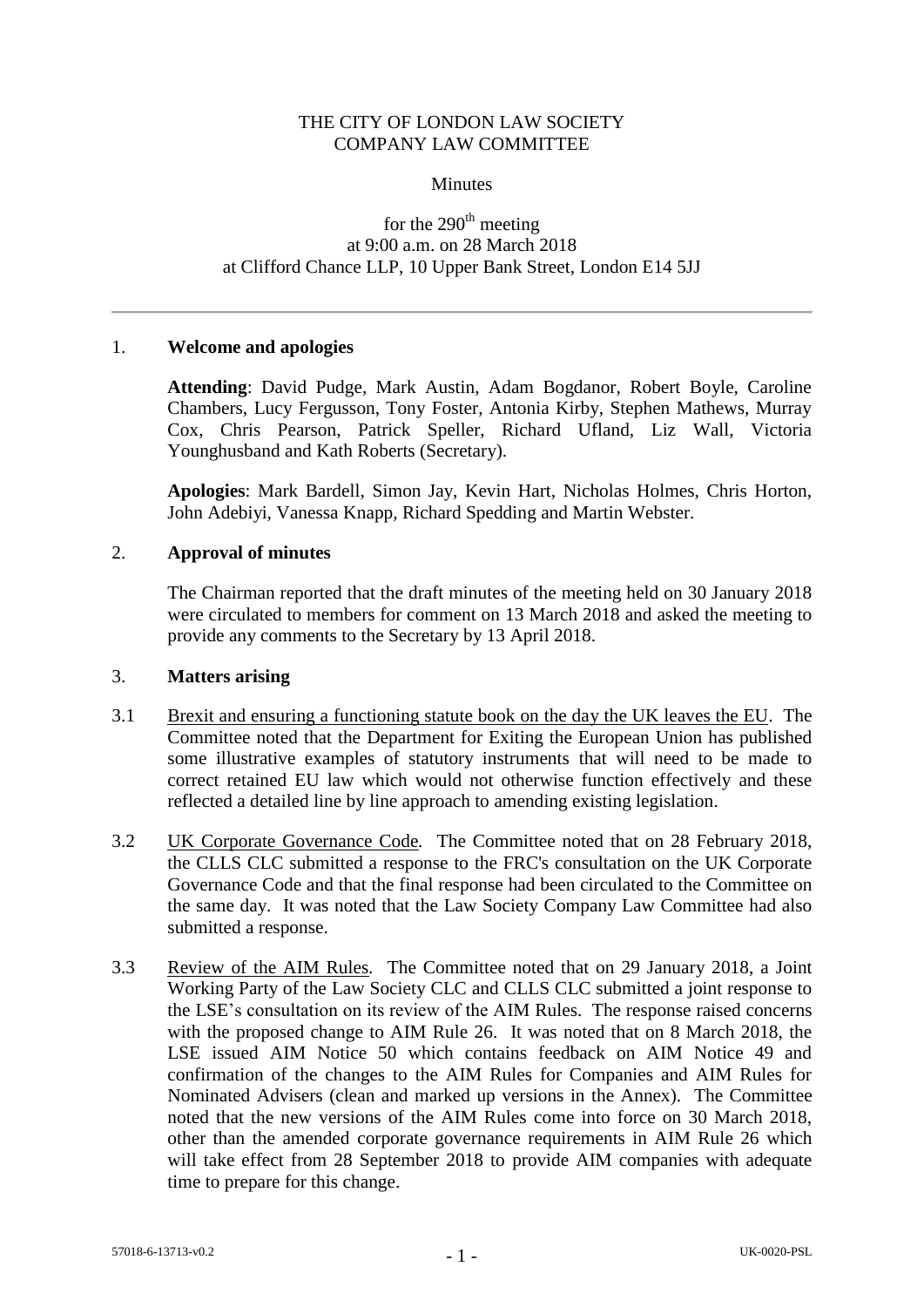THE CITY OF LONDON LAW SOCIETY
COMPANY LAW COMMITTEE

Minutes

for the 290th meeting
at 9:00 a.m. on 28 March 2018
at Clifford Chance LLP, 10 Upper Bank Street, London E14 5JJ

---

## 1. Welcome and apologies

**Attending**: David Pudge, Mark Austin, Adam Bogdanor, Robert Boyle, Caroline Chambers, Lucy Fergusson, Tony Foster, Antonia Kirby, Stephen Mathews, Murray Cox, Chris Pearson, Patrick Speller, Richard Ufland, Liz Wall, Victoria Younghusband and Kath Roberts (Secretary).

**Apologies**: Mark Bardell, Simon Jay, Kevin Hart, Nicholas Holmes, Chris Horton, John Adebiyi, Vanessa Knapp, Richard Spedding and Martin Webster.

## 2. Approval of minutes

The Chairman reported that the draft minutes of the meeting held on 30 January 2018 were circulated to members for comment on 13 March 2018 and asked the meeting to provide any comments to the Secretary by 13 April 2018.

## 3. Matters arising

3.1 Brexit and ensuring a functioning statute book on the day the UK leaves the EU. The Committee noted that the Department for Exiting the European Union has published some illustrative examples of statutory instruments that will need to be made to correct retained EU law which would not otherwise function effectively and these reflected a detailed line by line approach to amending existing legislation.

3.2 UK Corporate Governance Code. The Committee noted that on 28 February 2018, the CLLS CLC submitted a response to the FRC's consultation on the UK Corporate Governance Code and that the final response had been circulated to the Committee on the same day. It was noted that the Law Society Company Law Committee had also submitted a response.

3.3 Review of the AIM Rules. The Committee noted that on 29 January 2018, a Joint Working Party of the Law Society CLC and CLLS CLC submitted a joint response to the LSE's consultation on its review of the AIM Rules. The response raised concerns with the proposed change to AIM Rule 26. It was noted that on 8 March 2018, the LSE issued AIM Notice 50 which contains feedback on AIM Notice 49 and confirmation of the changes to the AIM Rules for Companies and AIM Rules for Nominated Advisers (clean and marked up versions in the Annex). The Committee noted that the new versions of the AIM Rules come into force on 30 March 2018, other than the amended corporate governance requirements in AIM Rule 26 which will take effect from 28 September 2018 to provide AIM companies with adequate time to prepare for this change.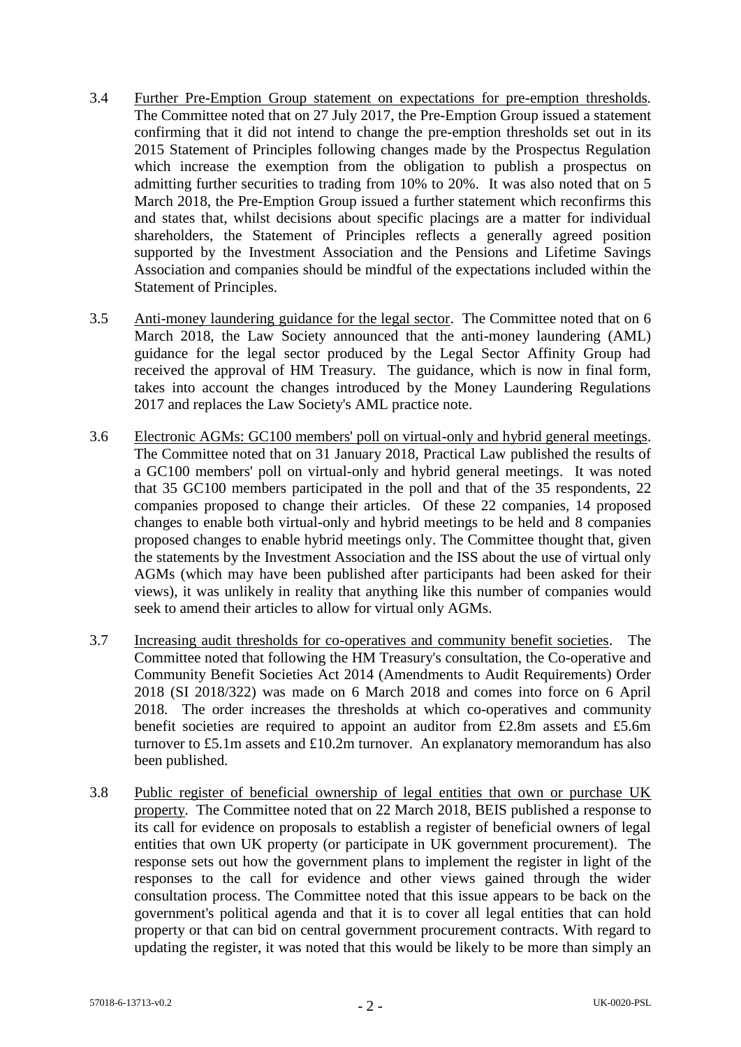3.4 Further Pre-Emption Group statement on expectations for pre-emption thresholds. The Committee noted that on 27 July 2017, the Pre-Emption Group issued a statement confirming that it did not intend to change the pre-emption thresholds set out in its 2015 Statement of Principles following changes made by the Prospectus Regulation which increase the exemption from the obligation to publish a prospectus on admitting further securities to trading from 10% to 20%. It was also noted that on 5 March 2018, the Pre-Emption Group issued a further statement which reconfirms this and states that, whilst decisions about specific placings are a matter for individual shareholders, the Statement of Principles reflects a generally agreed position supported by the Investment Association and the Pensions and Lifetime Savings Association and companies should be mindful of the expectations included within the Statement of Principles.

3.5 Anti-money laundering guidance for the legal sector. The Committee noted that on 6 March 2018, the Law Society announced that the anti-money laundering (AML) guidance for the legal sector produced by the Legal Sector Affinity Group had received the approval of HM Treasury. The guidance, which is now in final form, takes into account the changes introduced by the Money Laundering Regulations 2017 and replaces the Law Society's AML practice note.

3.6 Electronic AGMs: GC100 members' poll on virtual-only and hybrid general meetings. The Committee noted that on 31 January 2018, Practical Law published the results of a GC100 members' poll on virtual-only and hybrid general meetings. It was noted that 35 GC100 members participated in the poll and that of the 35 respondents, 22 companies proposed to change their articles. Of these 22 companies, 14 proposed changes to enable both virtual-only and hybrid meetings to be held and 8 companies proposed changes to enable hybrid meetings only. The Committee thought that, given the statements by the Investment Association and the ISS about the use of virtual only AGMs (which may have been published after participants had been asked for their views), it was unlikely in reality that anything like this number of companies would seek to amend their articles to allow for virtual only AGMs.

3.7 Increasing audit thresholds for co-operatives and community benefit societies. The Committee noted that following the HM Treasury's consultation, the Co-operative and Community Benefit Societies Act 2014 (Amendments to Audit Requirements) Order 2018 (SI 2018/322) was made on 6 March 2018 and comes into force on 6 April 2018. The order increases the thresholds at which co-operatives and community benefit societies are required to appoint an auditor from £2.8m assets and £5.6m turnover to £5.1m assets and £10.2m turnover. An explanatory memorandum has also been published.

3.8 Public register of beneficial ownership of legal entities that own or purchase UK property. The Committee noted that on 22 March 2018, BEIS published a response to its call for evidence on proposals to establish a register of beneficial owners of legal entities that own UK property (or participate in UK government procurement). The response sets out how the government plans to implement the register in light of the responses to the call for evidence and other views gained through the wider consultation process. The Committee noted that this issue appears to be back on the government's political agenda and that it is to cover all legal entities that can hold property or that can bid on central government procurement contracts. With regard to updating the register, it was noted that this would be likely to be more than simply an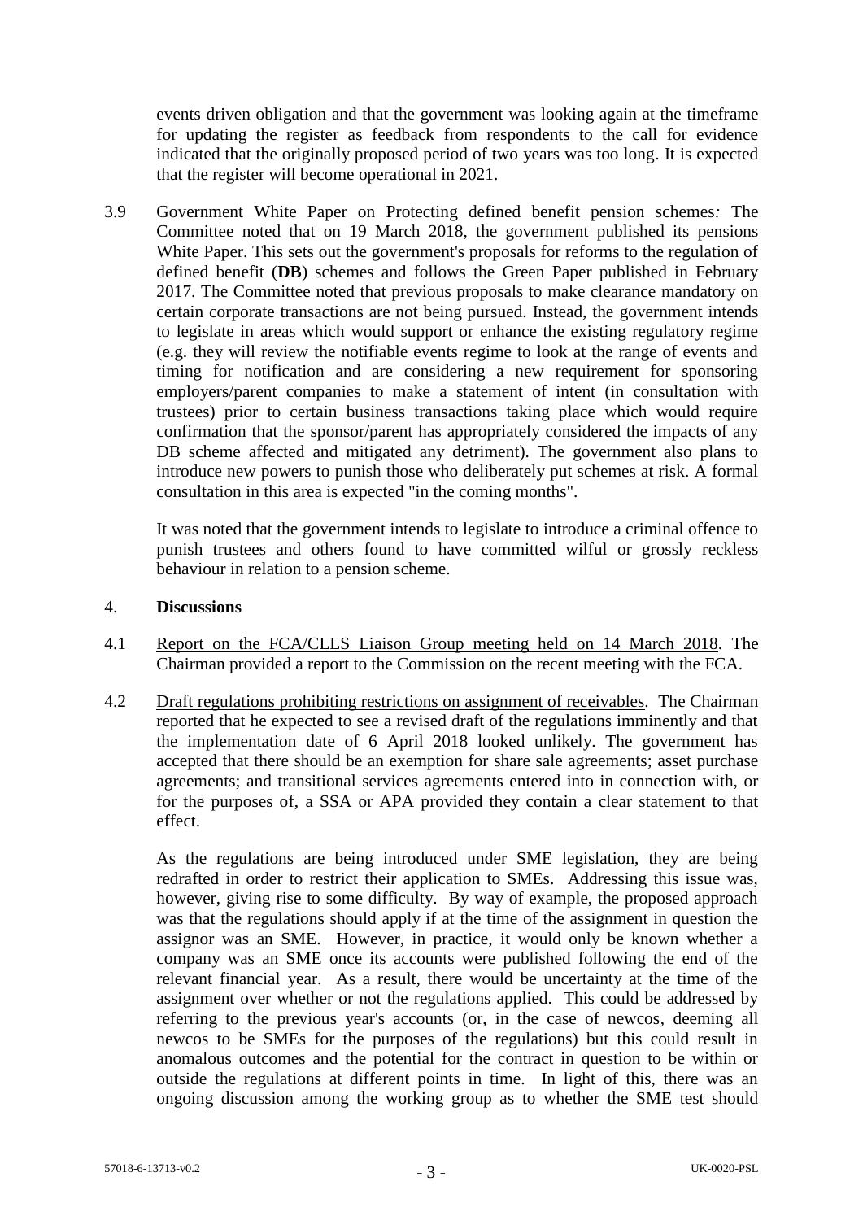events driven obligation and that the government was looking again at the timeframe for updating the register as feedback from respondents to the call for evidence indicated that the originally proposed period of two years was too long. It is expected that the register will become operational in 2021.

3.9 Government White Paper on Protecting defined benefit pension schemes*:* The Committee noted that on 19 March 2018, the government published its pensions White Paper. This sets out the government's proposals for reforms to the regulation of defined benefit (**DB**) schemes and follows the Green Paper published in February 2017. The Committee noted that previous proposals to make clearance mandatory on certain corporate transactions are not being pursued. Instead, the government intends to legislate in areas which would support or enhance the existing regulatory regime (e.g. they will review the notifiable events regime to look at the range of events and timing for notification and are considering a new requirement for sponsoring employers/parent companies to make a statement of intent (in consultation with trustees) prior to certain business transactions taking place which would require confirmation that the sponsor/parent has appropriately considered the impacts of any DB scheme affected and mitigated any detriment). The government also plans to introduce new powers to punish those who deliberately put schemes at risk. A formal consultation in this area is expected "in the coming months".

It was noted that the government intends to legislate to introduce a criminal offence to punish trustees and others found to have committed wilful or grossly reckless behaviour in relation to a pension scheme.

## 4. Discussions

4.1 Report on the FCA/CLLS Liaison Group meeting held on 14 March 2018. The Chairman provided a report to the Commission on the recent meeting with the FCA.

4.2 Draft regulations prohibiting restrictions on assignment of receivables. The Chairman reported that he expected to see a revised draft of the regulations imminently and that the implementation date of 6 April 2018 looked unlikely. The government has accepted that there should be an exemption for share sale agreements; asset purchase agreements; and transitional services agreements entered into in connection with, or for the purposes of, a SSA or APA provided they contain a clear statement to that effect.

As the regulations are being introduced under SME legislation, they are being redrafted in order to restrict their application to SMEs. Addressing this issue was, however, giving rise to some difficulty. By way of example, the proposed approach was that the regulations should apply if at the time of the assignment in question the assignor was an SME. However, in practice, it would only be known whether a company was an SME once its accounts were published following the end of the relevant financial year. As a result, there would be uncertainty at the time of the assignment over whether or not the regulations applied. This could be addressed by referring to the previous year's accounts (or, in the case of newcos, deeming all newcos to be SMEs for the purposes of the regulations) but this could result in anomalous outcomes and the potential for the contract in question to be within or outside the regulations at different points in time. In light of this, there was an ongoing discussion among the working group as to whether the SME test should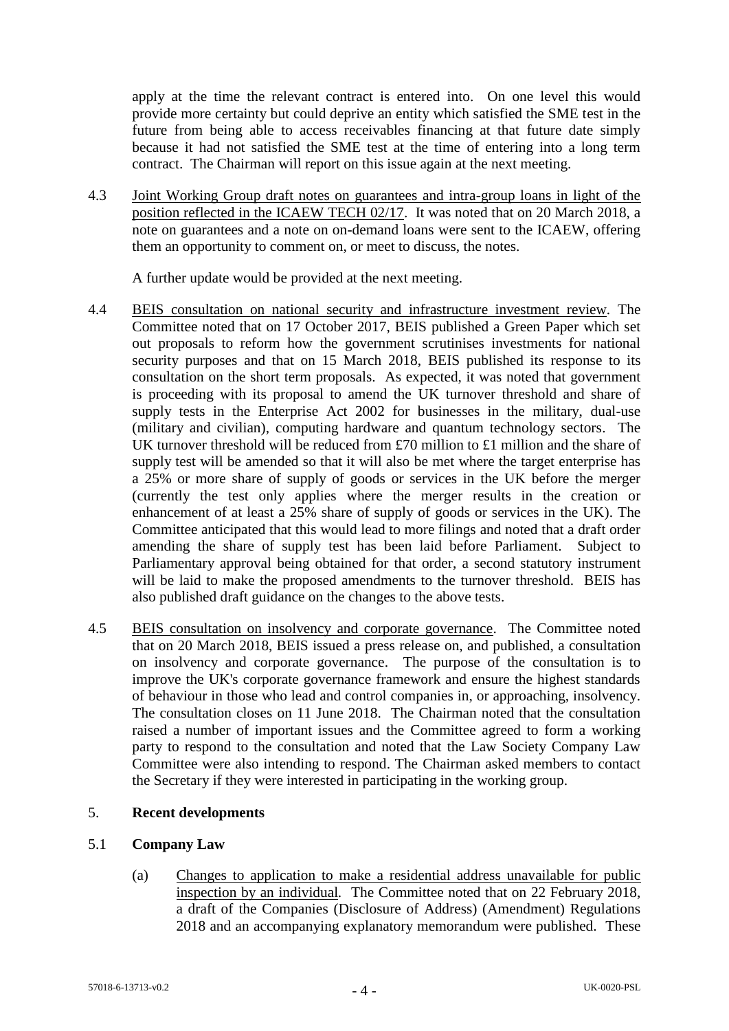apply at the time the relevant contract is entered into. On one level this would provide more certainty but could deprive an entity which satisfied the SME test in the future from being able to access receivables financing at that future date simply because it had not satisfied the SME test at the time of entering into a long term contract. The Chairman will report on this issue again at the next meeting.

4.3 Joint Working Group draft notes on guarantees and intra-group loans in light of the position reflected in the ICAEW TECH 02/17. It was noted that on 20 March 2018, a note on guarantees and a note on on-demand loans were sent to the ICAEW, offering them an opportunity to comment on, or meet to discuss, the notes.

A further update would be provided at the next meeting.

4.4 BEIS consultation on national security and infrastructure investment review. The Committee noted that on 17 October 2017, BEIS published a Green Paper which set out proposals to reform how the government scrutinises investments for national security purposes and that on 15 March 2018, BEIS published its response to its consultation on the short term proposals. As expected, it was noted that government is proceeding with its proposal to amend the UK turnover threshold and share of supply tests in the Enterprise Act 2002 for businesses in the military, dual-use (military and civilian), computing hardware and quantum technology sectors. The UK turnover threshold will be reduced from £70 million to £1 million and the share of supply test will be amended so that it will also be met where the target enterprise has a 25% or more share of supply of goods or services in the UK before the merger (currently the test only applies where the merger results in the creation or enhancement of at least a 25% share of supply of goods or services in the UK). The Committee anticipated that this would lead to more filings and noted that a draft order amending the share of supply test has been laid before Parliament. Subject to Parliamentary approval being obtained for that order, a second statutory instrument will be laid to make the proposed amendments to the turnover threshold. BEIS has also published draft guidance on the changes to the above tests.

4.5 BEIS consultation on insolvency and corporate governance. The Committee noted that on 20 March 2018, BEIS issued a press release on, and published, a consultation on insolvency and corporate governance. The purpose of the consultation is to improve the UK's corporate governance framework and ensure the highest standards of behaviour in those who lead and control companies in, or approaching, insolvency. The consultation closes on 11 June 2018. The Chairman noted that the consultation raised a number of important issues and the Committee agreed to form a working party to respond to the consultation and noted that the Law Society Company Law Committee were also intending to respond. The Chairman asked members to contact the Secretary if they were interested in participating in the working group.

## 5. Recent developments

### 5.1 Company Law

(a) Changes to application to make a residential address unavailable for public inspection by an individual. The Committee noted that on 22 February 2018, a draft of the Companies (Disclosure of Address) (Amendment) Regulations 2018 and an accompanying explanatory memorandum were published. These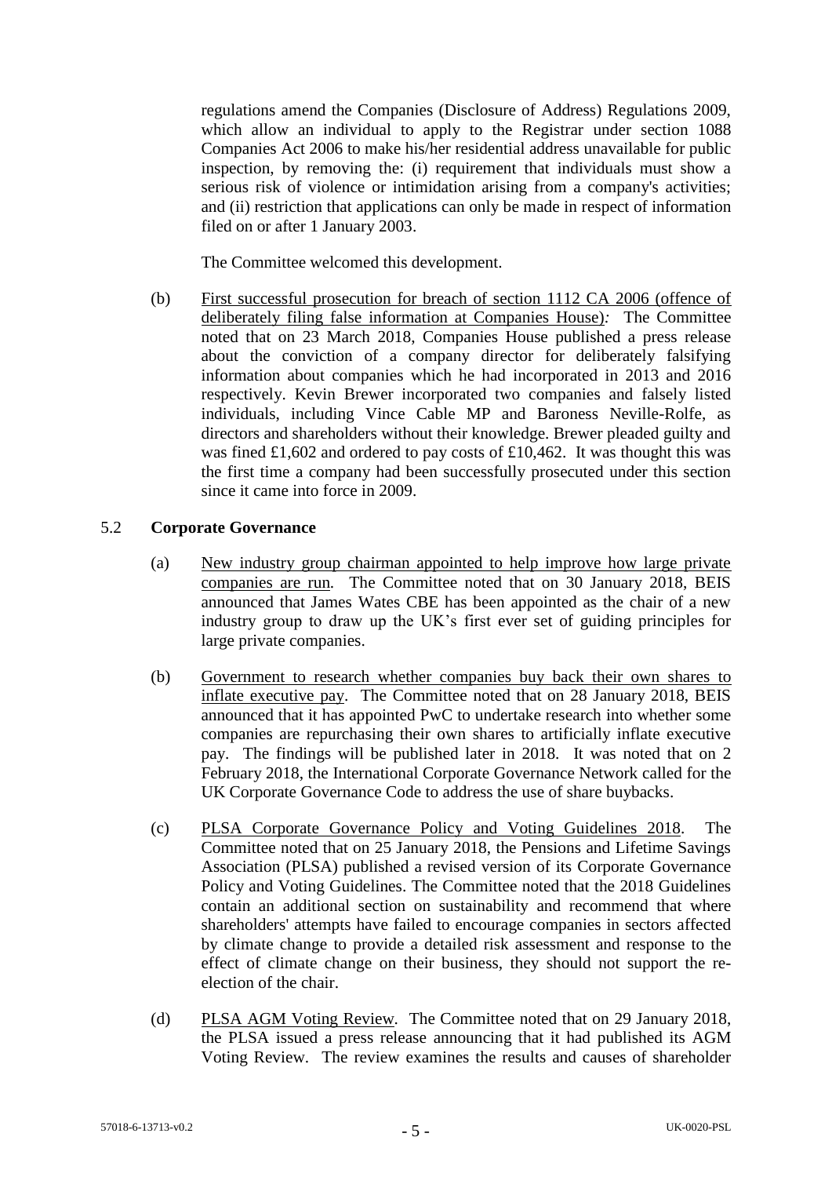regulations amend the Companies (Disclosure of Address) Regulations 2009, which allow an individual to apply to the Registrar under section 1088 Companies Act 2006 to make his/her residential address unavailable for public inspection, by removing the: (i) requirement that individuals must show a serious risk of violence or intimidation arising from a company's activities; and (ii) restriction that applications can only be made in respect of information filed on or after 1 January 2003.

The Committee welcomed this development.

(b) First successful prosecution for breach of section 1112 CA 2006 (offence of deliberately filing false information at Companies House)*:* The Committee noted that on 23 March 2018, Companies House published a press release about the conviction of a company director for deliberately falsifying information about companies which he had incorporated in 2013 and 2016 respectively. Kevin Brewer incorporated two companies and falsely listed individuals, including Vince Cable MP and Baroness Neville-Rolfe, as directors and shareholders without their knowledge. Brewer pleaded guilty and was fined £1,602 and ordered to pay costs of £10,462. It was thought this was the first time a company had been successfully prosecuted under this section since it came into force in 2009.

## 5.2 **Corporate Governance**

(a) New industry group chairman appointed to help improve how large private companies are run. The Committee noted that on 30 January 2018, BEIS announced that James Wates CBE has been appointed as the chair of a new industry group to draw up the UK's first ever set of guiding principles for large private companies.

(b) Government to research whether companies buy back their own shares to inflate executive pay. The Committee noted that on 28 January 2018, BEIS announced that it has appointed PwC to undertake research into whether some companies are repurchasing their own shares to artificially inflate executive pay. The findings will be published later in 2018. It was noted that on 2 February 2018, the International Corporate Governance Network called for the UK Corporate Governance Code to address the use of share buybacks.

(c) PLSA Corporate Governance Policy and Voting Guidelines 2018. The Committee noted that on 25 January 2018, the Pensions and Lifetime Savings Association (PLSA) published a revised version of its Corporate Governance Policy and Voting Guidelines. The Committee noted that the 2018 Guidelines contain an additional section on sustainability and recommend that where shareholders' attempts have failed to encourage companies in sectors affected by climate change to provide a detailed risk assessment and response to the effect of climate change on their business, they should not support the re-election of the chair.

(d) PLSA AGM Voting Review. The Committee noted that on 29 January 2018, the PLSA issued a press release announcing that it had published its AGM Voting Review. The review examines the results and causes of shareholder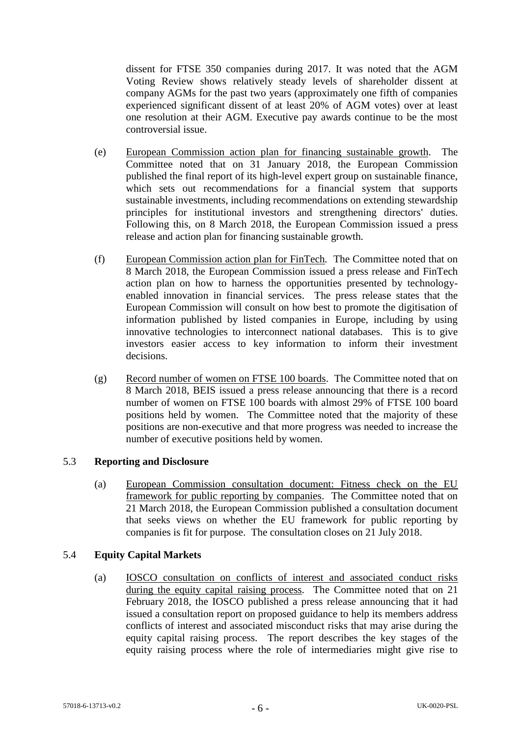dissent for FTSE 350 companies during 2017. It was noted that the AGM Voting Review shows relatively steady levels of shareholder dissent at company AGMs for the past two years (approximately one fifth of companies experienced significant dissent of at least 20% of AGM votes) over at least one resolution at their AGM. Executive pay awards continue to be the most controversial issue.

(e) European Commission action plan for financing sustainable growth. The Committee noted that on 31 January 2018, the European Commission published the final report of its high-level expert group on sustainable finance, which sets out recommendations for a financial system that supports sustainable investments, including recommendations on extending stewardship principles for institutional investors and strengthening directors' duties. Following this, on 8 March 2018, the European Commission issued a press release and action plan for financing sustainable growth.

(f) European Commission action plan for FinTech. The Committee noted that on 8 March 2018, the European Commission issued a press release and FinTech action plan on how to harness the opportunities presented by technology-enabled innovation in financial services. The press release states that the European Commission will consult on how best to promote the digitisation of information published by listed companies in Europe, including by using innovative technologies to interconnect national databases. This is to give investors easier access to key information to inform their investment decisions.

(g) Record number of women on FTSE 100 boards. The Committee noted that on 8 March 2018, BEIS issued a press release announcing that there is a record number of women on FTSE 100 boards with almost 29% of FTSE 100 board positions held by women. The Committee noted that the majority of these positions are non-executive and that more progress was needed to increase the number of executive positions held by women.

## 5.3 Reporting and Disclosure

(a) European Commission consultation document: Fitness check on the EU framework for public reporting by companies. The Committee noted that on 21 March 2018, the European Commission published a consultation document that seeks views on whether the EU framework for public reporting by companies is fit for purpose. The consultation closes on 21 July 2018.

## 5.4 Equity Capital Markets

(a) IOSCO consultation on conflicts of interest and associated conduct risks during the equity capital raising process. The Committee noted that on 21 February 2018, the IOSCO published a press release announcing that it had issued a consultation report on proposed guidance to help its members address conflicts of interest and associated misconduct risks that may arise during the equity capital raising process. The report describes the key stages of the equity raising process where the role of intermediaries might give rise to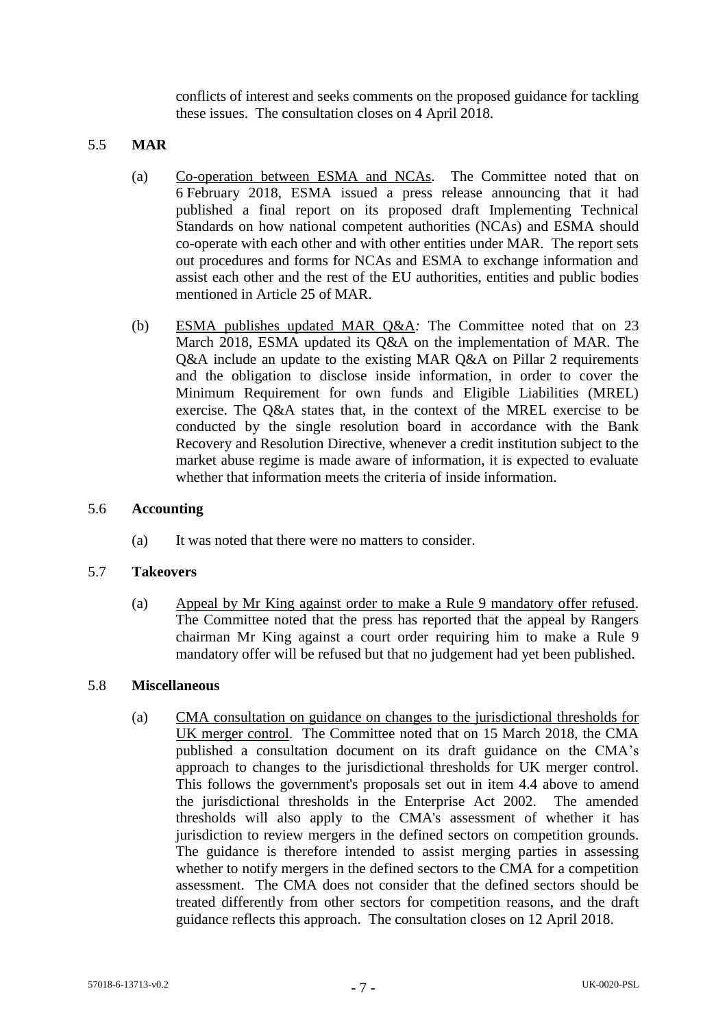conflicts of interest and seeks comments on the proposed guidance for tackling these issues. The consultation closes on 4 April 2018.

## 5.5 MAR

(a) Co-operation between ESMA and NCAs. The Committee noted that on 6 February 2018, ESMA issued a press release announcing that it had published a final report on its proposed draft Implementing Technical Standards on how national competent authorities (NCAs) and ESMA should co-operate with each other and with other entities under MAR. The report sets out procedures and forms for NCAs and ESMA to exchange information and assist each other and the rest of the EU authorities, entities and public bodies mentioned in Article 25 of MAR.

(b) ESMA publishes updated MAR Q&A: The Committee noted that on 23 March 2018, ESMA updated its Q&A on the implementation of MAR. The Q&A include an update to the existing MAR Q&A on Pillar 2 requirements and the obligation to disclose inside information, in order to cover the Minimum Requirement for own funds and Eligible Liabilities (MREL) exercise. The Q&A states that, in the context of the MREL exercise to be conducted by the single resolution board in accordance with the Bank Recovery and Resolution Directive, whenever a credit institution subject to the market abuse regime is made aware of information, it is expected to evaluate whether that information meets the criteria of inside information.

## 5.6 Accounting

(a) It was noted that there were no matters to consider.

## 5.7 Takeovers

(a) Appeal by Mr King against order to make a Rule 9 mandatory offer refused. The Committee noted that the press has reported that the appeal by Rangers chairman Mr King against a court order requiring him to make a Rule 9 mandatory offer will be refused but that no judgement had yet been published.

## 5.8 Miscellaneous

(a) CMA consultation on guidance on changes to the jurisdictional thresholds for UK merger control. The Committee noted that on 15 March 2018, the CMA published a consultation document on its draft guidance on the CMA's approach to changes to the jurisdictional thresholds for UK merger control. This follows the government's proposals set out in item 4.4 above to amend the jurisdictional thresholds in the Enterprise Act 2002. The amended thresholds will also apply to the CMA's assessment of whether it has jurisdiction to review mergers in the defined sectors on competition grounds. The guidance is therefore intended to assist merging parties in assessing whether to notify mergers in the defined sectors to the CMA for a competition assessment. The CMA does not consider that the defined sectors should be treated differently from other sectors for competition reasons, and the draft guidance reflects this approach. The consultation closes on 12 April 2018.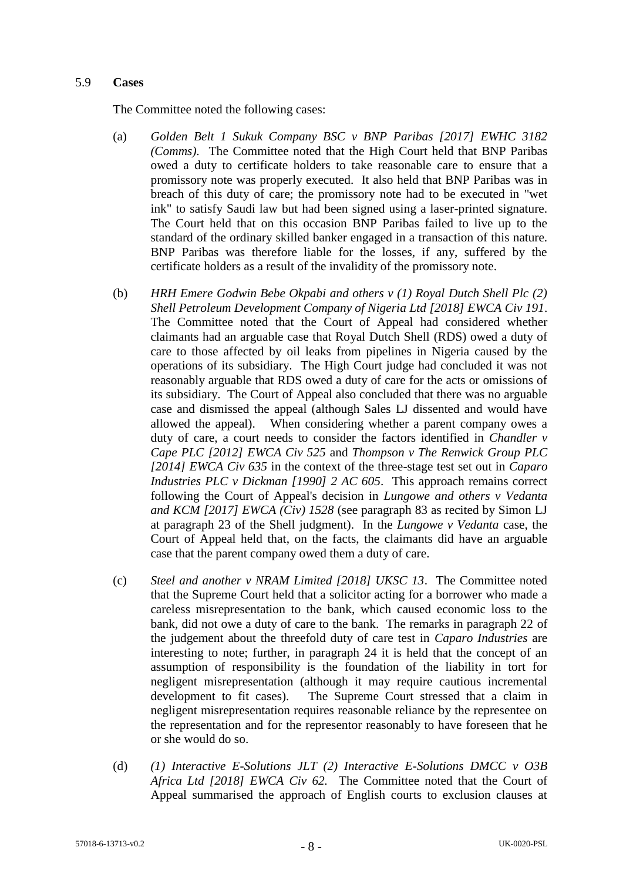5.9 **Cases**

The Committee noted the following cases:

(a) *Golden Belt 1 Sukuk Company BSC v BNP Paribas [2017] EWHC 3182 (Comms).* The Committee noted that the High Court held that BNP Paribas owed a duty to certificate holders to take reasonable care to ensure that a promissory note was properly executed. It also held that BNP Paribas was in breach of this duty of care; the promissory note had to be executed in "wet ink" to satisfy Saudi law but had been signed using a laser-printed signature. The Court held that on this occasion BNP Paribas failed to live up to the standard of the ordinary skilled banker engaged in a transaction of this nature. BNP Paribas was therefore liable for the losses, if any, suffered by the certificate holders as a result of the invalidity of the promissory note.

(b) *HRH Emere Godwin Bebe Okpabi and others v (1) Royal Dutch Shell Plc (2) Shell Petroleum Development Company of Nigeria Ltd [2018] EWCA Civ 191*. The Committee noted that the Court of Appeal had considered whether claimants had an arguable case that Royal Dutch Shell (RDS) owed a duty of care to those affected by oil leaks from pipelines in Nigeria caused by the operations of its subsidiary. The High Court judge had concluded it was not reasonably arguable that RDS owed a duty of care for the acts or omissions of its subsidiary. The Court of Appeal also concluded that there was no arguable case and dismissed the appeal (although Sales LJ dissented and would have allowed the appeal). When considering whether a parent company owes a duty of care, a court needs to consider the factors identified in *Chandler v Cape PLC [2012] EWCA Civ 525* and *Thompson v The Renwick Group PLC [2014] EWCA Civ 635* in the context of the three-stage test set out in *Caparo Industries PLC v Dickman [1990] 2 AC 605*. This approach remains correct following the Court of Appeal's decision in *Lungowe and others v Vedanta and KCM [2017] EWCA (Civ) 1528* (see paragraph 83 as recited by Simon LJ at paragraph 23 of the Shell judgment). In the *Lungowe v Vedanta* case, the Court of Appeal held that, on the facts, the claimants did have an arguable case that the parent company owed them a duty of care.

(c) *Steel and another v NRAM Limited [2018] UKSC 13*. The Committee noted that the Supreme Court held that a solicitor acting for a borrower who made a careless misrepresentation to the bank, which caused economic loss to the bank, did not owe a duty of care to the bank. The remarks in paragraph 22 of the judgement about the threefold duty of care test in *Caparo Industries* are interesting to note; further, in paragraph 24 it is held that the concept of an assumption of responsibility is the foundation of the liability in tort for negligent misrepresentation (although it may require cautious incremental development to fit cases). The Supreme Court stressed that a claim in negligent misrepresentation requires reasonable reliance by the representee on the representation and for the representor reasonably to have foreseen that he or she would do so.

(d) *(1) Interactive E-Solutions JLT (2) Interactive E-Solutions DMCC v O3B Africa Ltd [2018] EWCA Civ 62.* The Committee noted that the Court of Appeal summarised the approach of English courts to exclusion clauses at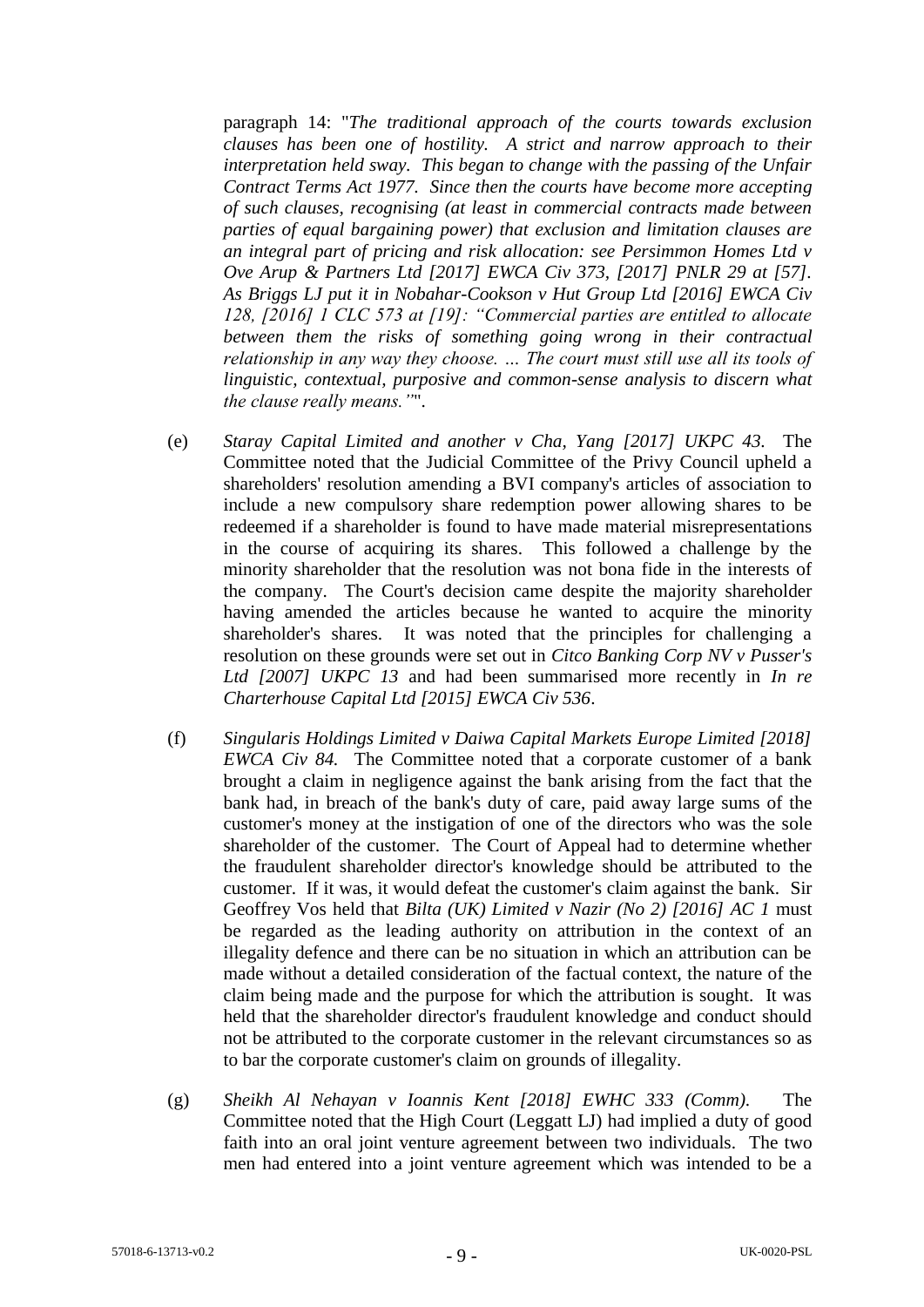paragraph 14: "*The traditional approach of the courts towards exclusion clauses has been one of hostility. A strict and narrow approach to their interpretation held sway. This began to change with the passing of the Unfair Contract Terms Act 1977. Since then the courts have become more accepting of such clauses, recognising (at least in commercial contracts made between parties of equal bargaining power) that exclusion and limitation clauses are an integral part of pricing and risk allocation: see Persimmon Homes Ltd v Ove Arup & Partners Ltd [2017] EWCA Civ 373, [2017] PNLR 29 at [57]. As Briggs LJ put it in Nobahar-Cookson v Hut Group Ltd [2016] EWCA Civ 128, [2016] 1 CLC 573 at [19]: "Commercial parties are entitled to allocate between them the risks of something going wrong in their contractual relationship in any way they choose. … The court must still use all its tools of linguistic, contextual, purposive and common-sense analysis to discern what the clause really means.*"".

(e) *Staray Capital Limited and another v Cha, Yang [2017] UKPC 43*. The Committee noted that the Judicial Committee of the Privy Council upheld a shareholders' resolution amending a BVI company's articles of association to include a new compulsory share redemption power allowing shares to be redeemed if a shareholder is found to have made material misrepresentations in the course of acquiring its shares. This followed a challenge by the minority shareholder that the resolution was not bona fide in the interests of the company. The Court's decision came despite the majority shareholder having amended the articles because he wanted to acquire the minority shareholder's shares. It was noted that the principles for challenging a resolution on these grounds were set out in *Citco Banking Corp NV v Pusser's Ltd [2007] UKPC 13* and had been summarised more recently in *In re Charterhouse Capital Ltd [2015] EWCA Civ 536*.

(f) *Singularis Holdings Limited v Daiwa Capital Markets Europe Limited [2018] EWCA Civ 84.* The Committee noted that a corporate customer of a bank brought a claim in negligence against the bank arising from the fact that the bank had, in breach of the bank's duty of care, paid away large sums of the customer's money at the instigation of one of the directors who was the sole shareholder of the customer. The Court of Appeal had to determine whether the fraudulent shareholder director's knowledge should be attributed to the customer. If it was, it would defeat the customer's claim against the bank. Sir Geoffrey Vos held that *Bilta (UK) Limited v Nazir (No 2) [2016] AC 1* must be regarded as the leading authority on attribution in the context of an illegality defence and there can be no situation in which an attribution can be made without a detailed consideration of the factual context, the nature of the claim being made and the purpose for which the attribution is sought. It was held that the shareholder director's fraudulent knowledge and conduct should not be attributed to the corporate customer in the relevant circumstances so as to bar the corporate customer's claim on grounds of illegality.

(g) *Sheikh Al Nehayan v Ioannis Kent [2018] EWHC 333 (Comm).* The Committee noted that the High Court (Leggatt LJ) had implied a duty of good faith into an oral joint venture agreement between two individuals. The two men had entered into a joint venture agreement which was intended to be a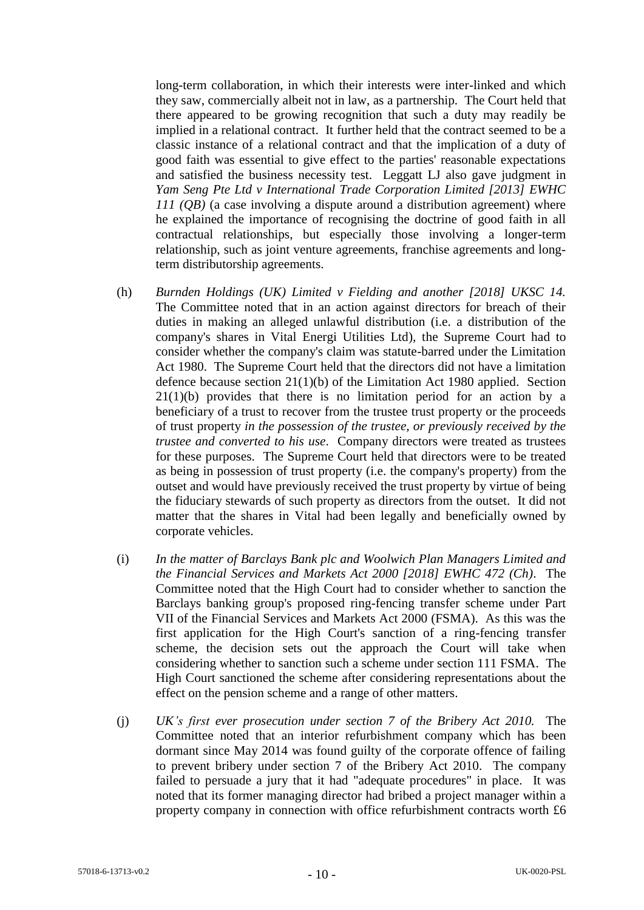long-term collaboration, in which their interests were inter-linked and which they saw, commercially albeit not in law, as a partnership. The Court held that there appeared to be growing recognition that such a duty may readily be implied in a relational contract. It further held that the contract seemed to be a classic instance of a relational contract and that the implication of a duty of good faith was essential to give effect to the parties' reasonable expectations and satisfied the business necessity test. Leggatt LJ also gave judgment in *Yam Seng Pte Ltd v International Trade Corporation Limited [2013] EWHC 111 (QB)* (a case involving a dispute around a distribution agreement) where he explained the importance of recognising the doctrine of good faith in all contractual relationships, but especially those involving a longer-term relationship, such as joint venture agreements, franchise agreements and long-term distributorship agreements.

(h) *Burnden Holdings (UK) Limited v Fielding and another [2018] UKSC 14.* The Committee noted that in an action against directors for breach of their duties in making an alleged unlawful distribution (i.e. a distribution of the company's shares in Vital Energi Utilities Ltd), the Supreme Court had to consider whether the company's claim was statute-barred under the Limitation Act 1980. The Supreme Court held that the directors did not have a limitation defence because section 21(1)(b) of the Limitation Act 1980 applied. Section 21(1)(b) provides that there is no limitation period for an action by a beneficiary of a trust to recover from the trustee trust property or the proceeds of trust property *in the possession of the trustee, or previously received by the trustee and converted to his use*. Company directors were treated as trustees for these purposes. The Supreme Court held that directors were to be treated as being in possession of trust property (i.e. the company's property) from the outset and would have previously received the trust property by virtue of being the fiduciary stewards of such property as directors from the outset. It did not matter that the shares in Vital had been legally and beneficially owned by corporate vehicles.

(i) *In the matter of Barclays Bank plc and Woolwich Plan Managers Limited and the Financial Services and Markets Act 2000 [2018] EWHC 472 (Ch)*. The Committee noted that the High Court had to consider whether to sanction the Barclays banking group's proposed ring-fencing transfer scheme under Part VII of the Financial Services and Markets Act 2000 (FSMA). As this was the first application for the High Court's sanction of a ring-fencing transfer scheme, the decision sets out the approach the Court will take when considering whether to sanction such a scheme under section 111 FSMA. The High Court sanctioned the scheme after considering representations about the effect on the pension scheme and a range of other matters.

(j) *UK's first ever prosecution under section 7 of the Bribery Act 2010.* The Committee noted that an interior refurbishment company which has been dormant since May 2014 was found guilty of the corporate offence of failing to prevent bribery under section 7 of the Bribery Act 2010. The company failed to persuade a jury that it had "adequate procedures" in place. It was noted that its former managing director had bribed a project manager within a property company in connection with office refurbishment contracts worth £6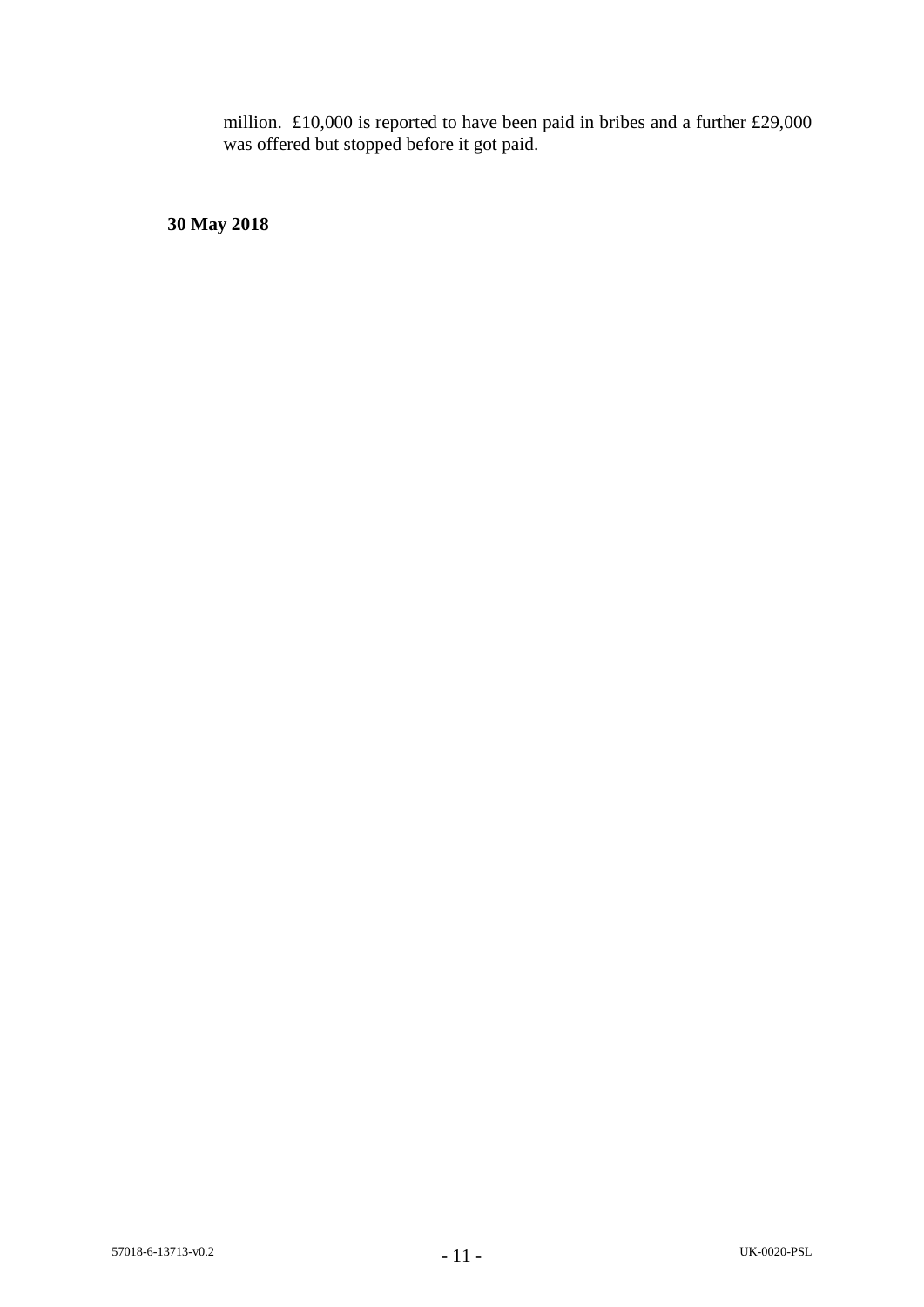million. £10,000 is reported to have been paid in bribes and a further £29,000 was offered but stopped before it got paid.

**30 May 2018**